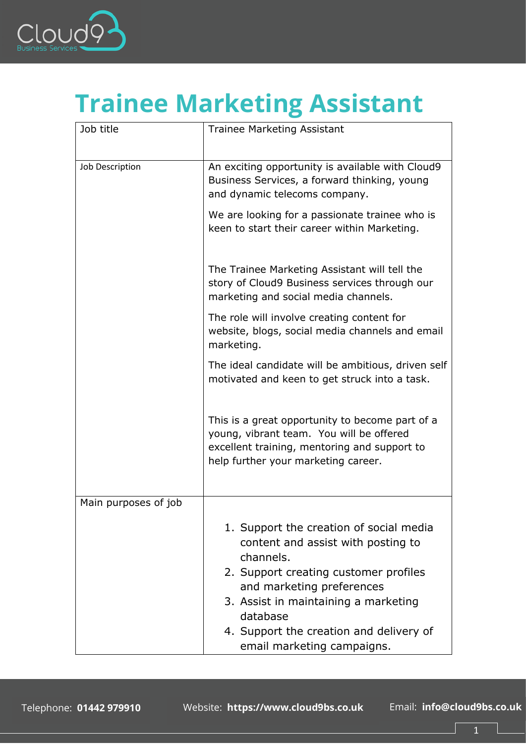# Trainee Marketing Assistant

| Job title | Trainee Marketing Assistant |
|---|---|
| Job Description | An exciting opportunity is available with Cloud9 Business Services, a forward thinking, young and dynamic telecoms company.<br><br>We are looking for a passionate trainee who is keen to start their career within Marketing.<br><br>The Trainee Marketing Assistant will tell the story of Cloud9 Business services through our marketing and social media channels.<br><br>The role will involve creating content for website, blogs, social media channels and email marketing.<br><br>The ideal candidate will be ambitious, driven self motivated and keen to get struck into a task.<br><br>This is a great opportunity to become part of a young, vibrant team. You will be offered excellent training, mentoring and support to help further your marketing career. |
| Main purposes of job | 1. Support the creation of social media content and assist with posting to channels.<br>2. Support creating customer profiles and marketing preferences<br>3. Assist in maintaining a marketing database<br>4. Support the creation and delivery of email marketing campaigns. |

Telephone: **01442 979910** Website: **https://www.cloud9bs.co.uk** Email: **info@cloud9bs.co.uk**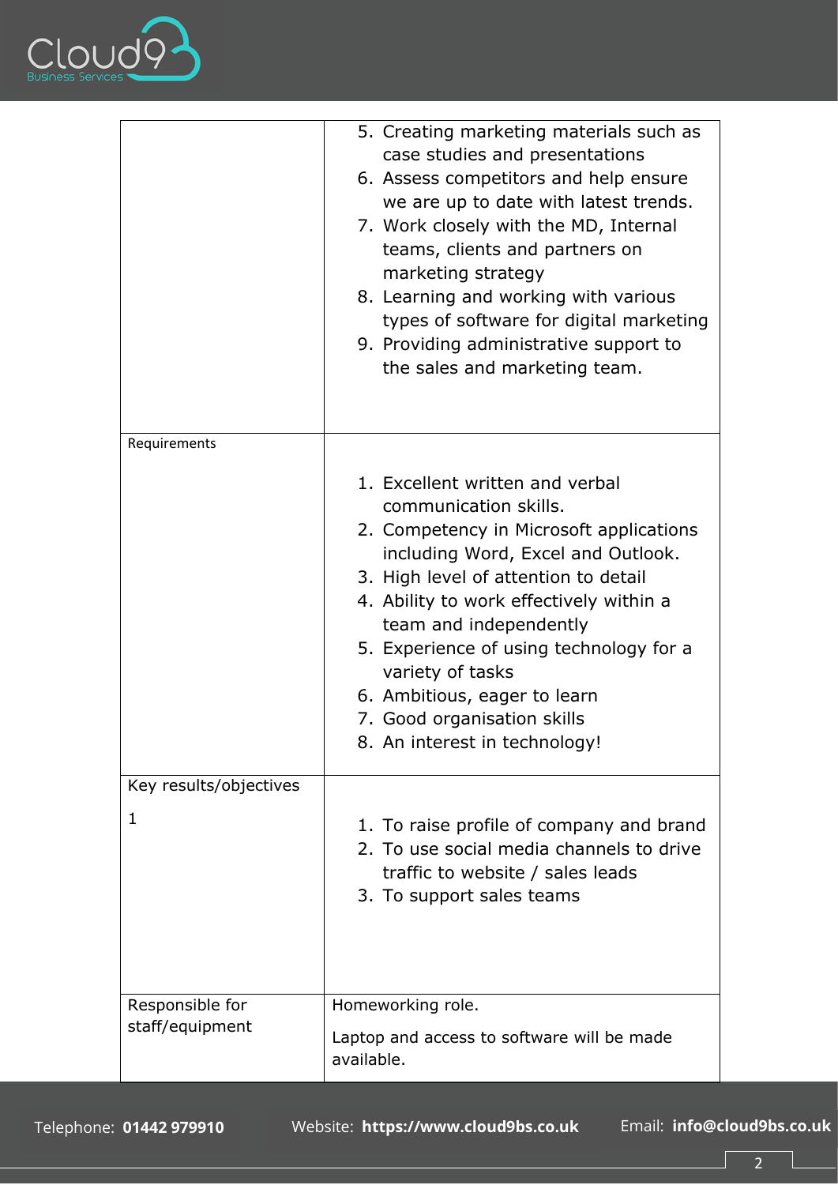| | |
|---|---|
| | 5. Creating marketing materials such as case studies and presentations<br>6. Assess competitors and help ensure we are up to date with latest trends.<br>7. Work closely with the MD, Internal teams, clients and partners on marketing strategy<br>8. Learning and working with various types of software for digital marketing<br>9. Providing administrative support to the sales and marketing team. |
| Requirements | 1. Excellent written and verbal communication skills.<br>2. Competency in Microsoft applications including Word, Excel and Outlook.<br>3. High level of attention to detail<br>4. Ability to work effectively within a team and independently<br>5. Experience of using technology for a variety of tasks<br>6. Ambitious, eager to learn<br>7. Good organisation skills<br>8. An interest in technology! |
| Key results/objectives<br><br>1 | 1. To raise profile of company and brand<br>2. To use social media channels to drive traffic to website / sales leads<br>3. To support sales teams |
| Responsible for staff/equipment | Homeworking role.<br><br>Laptop and access to software will be made available. |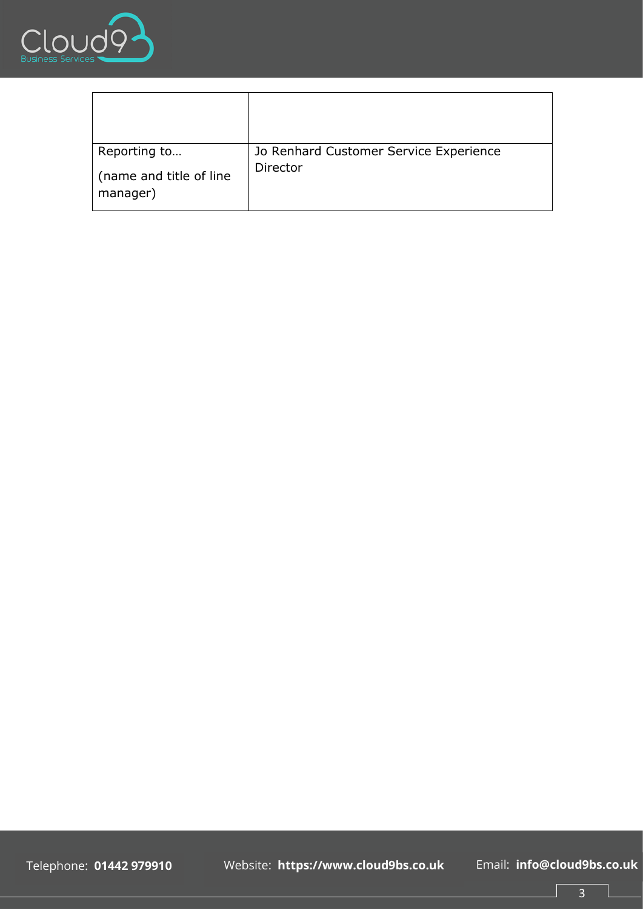| | |
|---|---|
| | |
| Reporting to…<br><br>(name and title of line manager) | Jo Renhard Customer Service Experience Director |